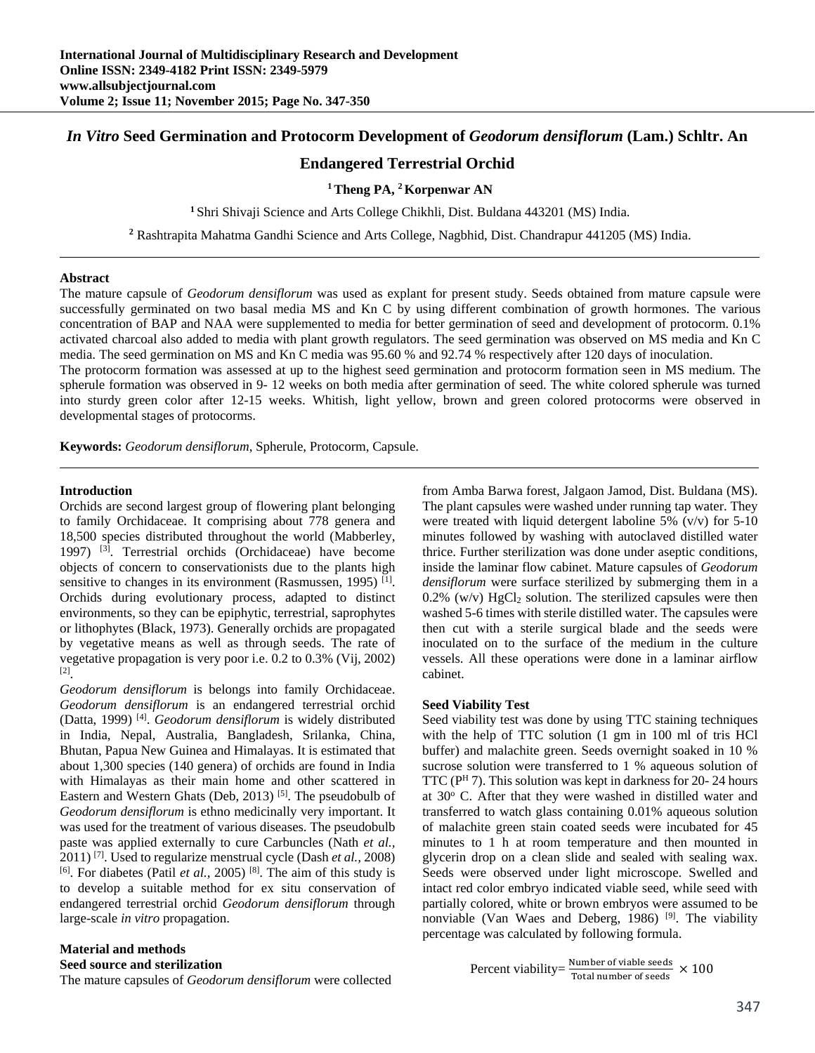# *In Vitro* Seed Germination and Protocorm Development of *Geodorum densiflorum* (Lam.) Schltr. An Endangered Terrestrial Orchid

**[1] Theng PA, [2] Korpenwar AN**

[1] Shri Shivaji Science and Arts College Chikhli, Dist. Buldana 443201 (MS) India.

[2] Rashtrapita Mahatma Gandhi Science and Arts College, Nagbhid, Dist. Chandrapur 441205 (MS) India.

---

**Abstract**

The mature capsule of *Geodorum densiflorum* was used as explant for present study. Seeds obtained from mature capsule were successfully germinated on two basal media MS and Kn C by using different combination of growth hormones. The various concentration of BAP and NAA were supplemented to media for better germination of seed and development of protocorm. 0.1% activated charcoal also added to media with plant growth regulators. The seed germination was observed on MS media and Kn C media. The seed germination on MS and Kn C media was 95.60 % and 92.74 % respectively after 120 days of inoculation.

The protocorm formation was assessed at up to the highest seed germination and protocorm formation seen in MS medium. The spherule formation was observed in 9- 12 weeks on both media after germination of seed. The white colored spherule was turned into sturdy green color after 12-15 weeks. Whitish, light yellow, brown and green colored protocorms were observed in developmental stages of protocorms.

**Keywords:** *Geodorum densiflorum*, Spherule, Protocorm, Capsule.

---

## Introduction

Orchids are second largest group of flowering plant belonging to family Orchidaceae. It comprising about 778 genera and 18,500 species distributed throughout the world (Mabberley, 1997) [3]. Terrestrial orchids (Orchidaceae) have become objects of concern to conservationists due to the plants high sensitive to changes in its environment (Rasmussen, 1995) [1]. Orchids during evolutionary process, adapted to distinct environments, so they can be epiphytic, terrestrial, saprophytes or lithophytes (Black, 1973). Generally orchids are propagated by vegetative means as well as through seeds. The rate of vegetative propagation is very poor i.e. 0.2 to 0.3% (Vij, 2002) [2].

*Geodorum densiflorum* is belongs into family Orchidaceae. *Geodorum densiflorum* is an endangered terrestrial orchid (Datta, 1999) [4]. *Geodorum densiflorum* is widely distributed in India, Nepal, Australia, Bangladesh, Srilanka, China, Bhutan, Papua New Guinea and Himalayas. It is estimated that about 1,300 species (140 genera) of orchids are found in India with Himalayas as their main home and other scattered in Eastern and Western Ghats (Deb, 2013) [5]. The pseudobulb of *Geodorum densiflorum* is ethno medicinally very important. It was used for the treatment of various diseases. The pseudobulb paste was applied externally to cure Carbuncles (Nath *et al.*, 2011) [7]. Used to regularize menstrual cycle (Dash *et al.*, 2008) [6]. For diabetes (Patil *et al.*, 2005) [8]. The aim of this study is to develop a suitable method for ex situ conservation of endangered terrestrial orchid *Geodorum densiflorum* through large-scale *in vitro* propagation.

## Material and methods

### Seed source and sterilization

The mature capsules of *Geodorum densiflorum* were collected from Amba Barwa forest, Jalgaon Jamod, Dist. Buldana (MS). The plant capsules were washed under running tap water. They were treated with liquid detergent laboline 5% (v/v) for 5-10 minutes followed by washing with autoclaved distilled water thrice. Further sterilization was done under aseptic conditions, inside the laminar flow cabinet. Mature capsules of *Geodorum densiflorum* were surface sterilized by submerging them in a 0.2% (w/v) $HgCl_2$ solution. The sterilized capsules were then washed 5-6 times with sterile distilled water. The capsules were then cut with a sterile surgical blade and the seeds were inoculated on to the surface of the medium in the culture vessels. All these operations were done in a laminar airflow cabinet.

### Seed Viability Test

Seed viability test was done by using TTC staining techniques with the help of TTC solution (1 gm in 100 ml of tris HCl buffer) and malachite green. Seeds overnight soaked in 10 % sucrose solution were transferred to 1 % aqueous solution of TTC ($P^H$ 7). This solution was kept in darkness for 20- 24 hours at 30° C. After that they were washed in distilled water and transferred to watch glass containing 0.01% aqueous solution of malachite green stain coated seeds were incubated for 45 minutes to 1 h at room temperature and then mounted in glycerin drop on a clean slide and sealed with sealing wax. Seeds were observed under light microscope. Swelled and intact red color embryo indicated viable seed, while seed with partially colored, white or brown embryos were assumed to be nonviable (Van Waes and Deberg, 1986) [9]. The viability percentage was calculated by following formula.

$$\text{Percent viability} = \frac{\text{Number of viable seeds}}{\text{Total number of seeds}} \times 100$$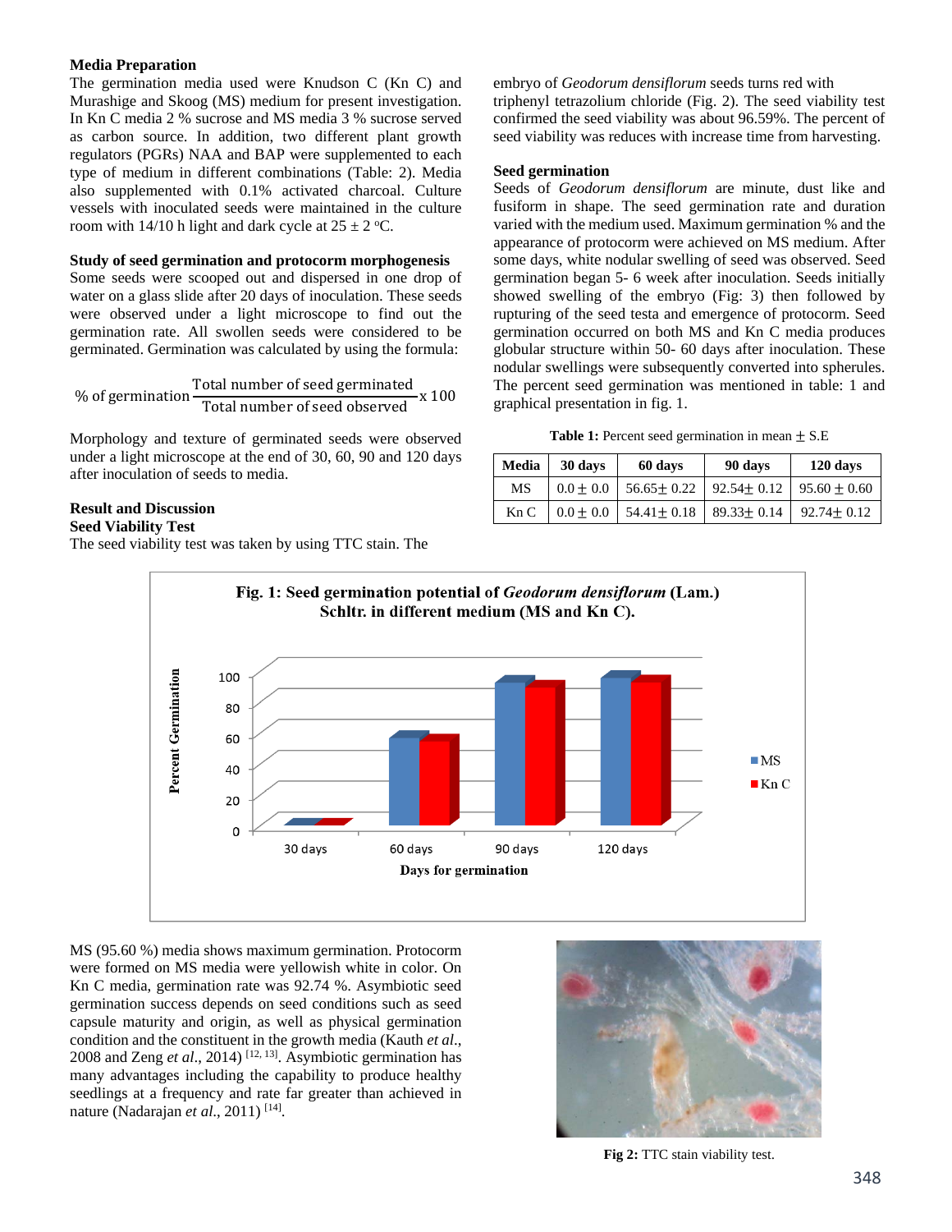### Media Preparation

The germination media used were Knudson C (Kn C) and Murashige and Skoog (MS) medium for present investigation. In Kn C media 2 % sucrose and MS media 3 % sucrose served as carbon source. In addition, two different plant growth regulators (PGRs) NAA and BAP were supplemented to each type of medium in different combinations (Table: 2). Media also supplemented with 0.1% activated charcoal. Culture vessels with inoculated seeds were maintained in the culture room with 14/10 h light and dark cycle at 25 ± 2 ºC.

### Study of seed germination and protocorm morphogenesis

Some seeds were scooped out and dispersed in one drop of water on a glass slide after 20 days of inoculation. These seeds were observed under a light microscope to find out the germination rate. All swollen seeds were considered to be germinated. Germination was calculated by using the formula:

$$\%\text{ of germination} \frac{\text{Total number of seed germinated}}{\text{Total number of seed observed}} \text{x } 100$$

Morphology and texture of germinated seeds were observed under a light microscope at the end of 30, 60, 90 and 120 days after inoculation of seeds to media.

### Result and Discussion

### Seed Viability Test

The seed viability test was taken by using TTC stain. The embryo of *Geodorum densiflorum* seeds turns red with triphenyl tetrazolium chloride (Fig. 2). The seed viability test confirmed the seed viability was about 96.59%. The percent of seed viability was reduces with increase time from harvesting.

### Seed germination

Seeds of *Geodorum densiflorum* are minute, dust like and fusiform in shape. The seed germination rate and duration varied with the medium used. Maximum germination % and the appearance of protocorm were achieved on MS medium. After some days, white nodular swelling of seed was observed. Seed germination began 5- 6 week after inoculation. Seeds initially showed swelling of the embryo (Fig: 3) then followed by rupturing of the seed testa and emergence of protocorm. Seed germination occurred on both MS and Kn C media produces globular structure within 50- 60 days after inoculation. These nodular swellings were subsequently converted into spherules. The percent seed germination was mentioned in table: 1 and graphical presentation in fig. 1.

**Table 1:** Percent seed germination in mean ± S.E

| Media | 30 days | 60 days | 90 days | 120 days |
|---|---|---|---|---|
| MS | 0.0 ± 0.0 | 56.65± 0.22 | 92.54± 0.12 | 95.60 ± 0.60 |
| Kn C | 0.0 ± 0.0 | 54.41± 0.18 | 89.33± 0.14 | 92.74± 0.12 |

**Fig. 1: Seed germination potential of *Geodorum densiflorum* (Lam.) Schltr. in different medium (MS and Kn C).**

MS (95.60 %) media shows maximum germination. Protocorm were formed on MS media were yellowish white in color. On Kn C media, germination rate was 92.74 %. Asymbiotic seed germination success depends on seed conditions such as seed capsule maturity and origin, as well as physical germination condition and the constituent in the growth media (Kauth *et al*., 2008 and Zeng *et al*., 2014) [12, 13]. Asymbiotic germination has many advantages including the capability to produce healthy seedlings at a frequency and rate far greater than achieved in nature (Nadarajan *et al*., 2011) [14].

**Fig 2:** TTC stain viability test.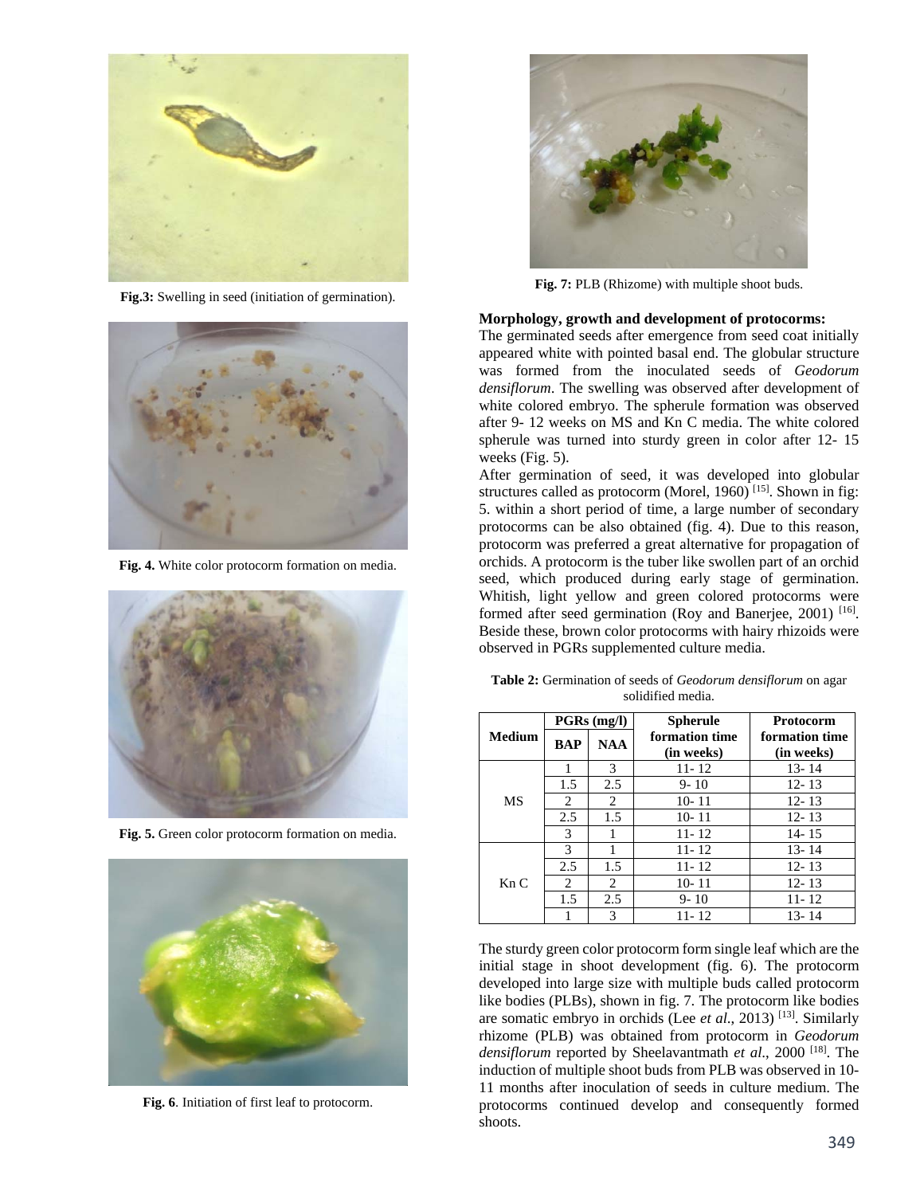Fig.3: Swelling in seed (initiation of germination).

Fig. 4. White color protocorm formation on media.

Fig. 5. Green color protocorm formation on media.

Fig. 6. Initiation of first leaf to protocorm.

Fig. 7: PLB (Rhizome) with multiple shoot buds.

**Morphology, growth and development of protocorms:**

The germinated seeds after emergence from seed coat initially appeared white with pointed basal end. The globular structure was formed from the inoculated seeds of *Geodorum densiflorum*. The swelling was observed after development of white colored embryo. The spherule formation was observed after 9- 12 weeks on MS and Kn C media. The white colored spherule was turned into sturdy green in color after 12- 15 weeks (Fig. 5).

After germination of seed, it was developed into globular structures called as protocorm (Morel, 1960) [15]. Shown in fig: 5. within a short period of time, a large number of secondary protocorms can be also obtained (fig. 4). Due to this reason, protocorm was preferred a great alternative for propagation of orchids. A protocorm is the tuber like swollen part of an orchid seed, which produced during early stage of germination. Whitish, light yellow and green colored protocorms were formed after seed germination (Roy and Banerjee, 2001) [16]. Beside these, brown color protocorms with hairy rhizoids were observed in PGRs supplemented culture media.

**Table 2:** Germination of seeds of *Geodorum densiflorum* on agar solidified media.

| Medium | PGRs (mg/l) | | Spherule formation time (in weeks) | Protocorm formation time (in weeks) |
|---|---|---|---|---|
| | BAP | NAA | | |
| MS | 1 | 3 | 11- 12 | 13- 14 |
| | 1.5 | 2.5 | 9- 10 | 12- 13 |
| | 2 | 2 | 10- 11 | 12- 13 |
| | 2.5 | 1.5 | 10- 11 | 12- 13 |
| | 3 | 1 | 11- 12 | 14- 15 |
| Kn C | 3 | 1 | 11- 12 | 13- 14 |
| | 2.5 | 1.5 | 11- 12 | 12- 13 |
| | 2 | 2 | 10- 11 | 12- 13 |
| | 1.5 | 2.5 | 9- 10 | 11- 12 |
| | 1 | 3 | 11- 12 | 13- 14 |

The sturdy green color protocorm form single leaf which are the initial stage in shoot development (fig. 6). The protocorm developed into large size with multiple buds called protocorm like bodies (PLBs), shown in fig. 7. The protocorm like bodies are somatic embryo in orchids (Lee *et al*., 2013) [13]. Similarly rhizome (PLB) was obtained from protocorm in *Geodorum densiflorum* reported by Sheelavantmath *et al*., 2000 [18]. The induction of multiple shoot buds from PLB was observed in 10- 11 months after inoculation of seeds in culture medium. The protocorms continued develop and consequently formed shoots.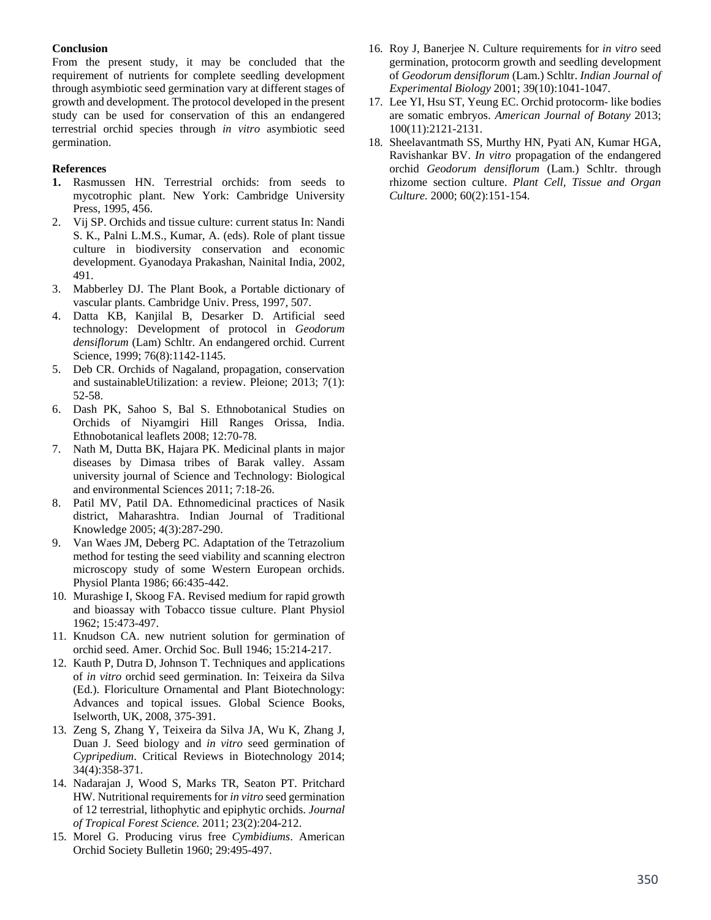## Conclusion

From the present study, it may be concluded that the requirement of nutrients for complete seedling development through asymbiotic seed germination vary at different stages of growth and development. The protocol developed in the present study can be used for conservation of this an endangered terrestrial orchid species through *in vitro* asymbiotic seed germination.

## References

1. Rasmussen HN. Terrestrial orchids: from seeds to mycotrophic plant. New York: Cambridge University Press, 1995, 456.
2. Vij SP. Orchids and tissue culture: current status In: Nandi S. K., Palni L.M.S., Kumar, A. (eds). Role of plant tissue culture in biodiversity conservation and economic development. Gyanodaya Prakashan, Nainital India, 2002, 491.
3. Mabberley DJ. The Plant Book, a Portable dictionary of vascular plants. Cambridge Univ. Press, 1997, 507.
4. Datta KB, Kanjilal B, Desarker D. Artificial seed technology: Development of protocol in *Geodorum densiflorum* (Lam) Schltr. An endangered orchid. Current Science, 1999; 76(8):1142-1145.
5. Deb CR. Orchids of Nagaland, propagation, conservation and sustainableUtilization: a review. Pleione; 2013; 7(1): 52-58.
6. Dash PK, Sahoo S, Bal S. Ethnobotanical Studies on Orchids of Niyamgiri Hill Ranges Orissa, India. Ethnobotanical leaflets 2008; 12:70-78.
7. Nath M, Dutta BK, Hajara PK. Medicinal plants in major diseases by Dimasa tribes of Barak valley. Assam university journal of Science and Technology: Biological and environmental Sciences 2011; 7:18-26.
8. Patil MV, Patil DA. Ethnomedicinal practices of Nasik district, Maharashtra. Indian Journal of Traditional Knowledge 2005; 4(3):287-290.
9. Van Waes JM, Deberg PC. Adaptation of the Tetrazolium method for testing the seed viability and scanning electron microscopy study of some Western European orchids. Physiol Planta 1986; 66:435-442.
10. Murashige I, Skoog FA. Revised medium for rapid growth and bioassay with Tobacco tissue culture. Plant Physiol 1962; 15:473-497.
11. Knudson CA. new nutrient solution for germination of orchid seed. Amer. Orchid Soc. Bull 1946; 15:214-217.
12. Kauth P, Dutra D, Johnson T. Techniques and applications of *in vitro* orchid seed germination. In: Teixeira da Silva (Ed.). Floriculture Ornamental and Plant Biotechnology: Advances and topical issues. Global Science Books, Iselworth, UK, 2008, 375-391.
13. Zeng S, Zhang Y, Teixeira da Silva JA, Wu K, Zhang J, Duan J. Seed biology and *in vitro* seed germination of *Cypripedium*. Critical Reviews in Biotechnology 2014; 34(4):358-371.
14. Nadarajan J, Wood S, Marks TR, Seaton PT. Pritchard HW. Nutritional requirements for *in vitro* seed germination of 12 terrestrial, lithophytic and epiphytic orchids. *Journal of Tropical Forest Science.* 2011; 23(2):204-212.
15. Morel G. Producing virus free *Cymbidiums*. American Orchid Society Bulletin 1960; 29:495-497.
16. Roy J, Banerjee N. Culture requirements for *in vitro* seed germination, protocorm growth and seedling development of *Geodorum densiflorum* (Lam.) Schltr. *Indian Journal of Experimental Biology* 2001; 39(10):1041-1047.
17. Lee YI, Hsu ST, Yeung EC. Orchid protocorm- like bodies are somatic embryos. *American Journal of Botany* 2013; 100(11):2121-2131.
18. Sheelavantmath SS, Murthy HN, Pyati AN, Kumar HGA, Ravishankar BV. *In vitro* propagation of the endangered orchid *Geodorum densiflorum* (Lam.) Schltr. through rhizome section culture. *Plant Cell, Tissue and Organ Culture.* 2000; 60(2):151-154.